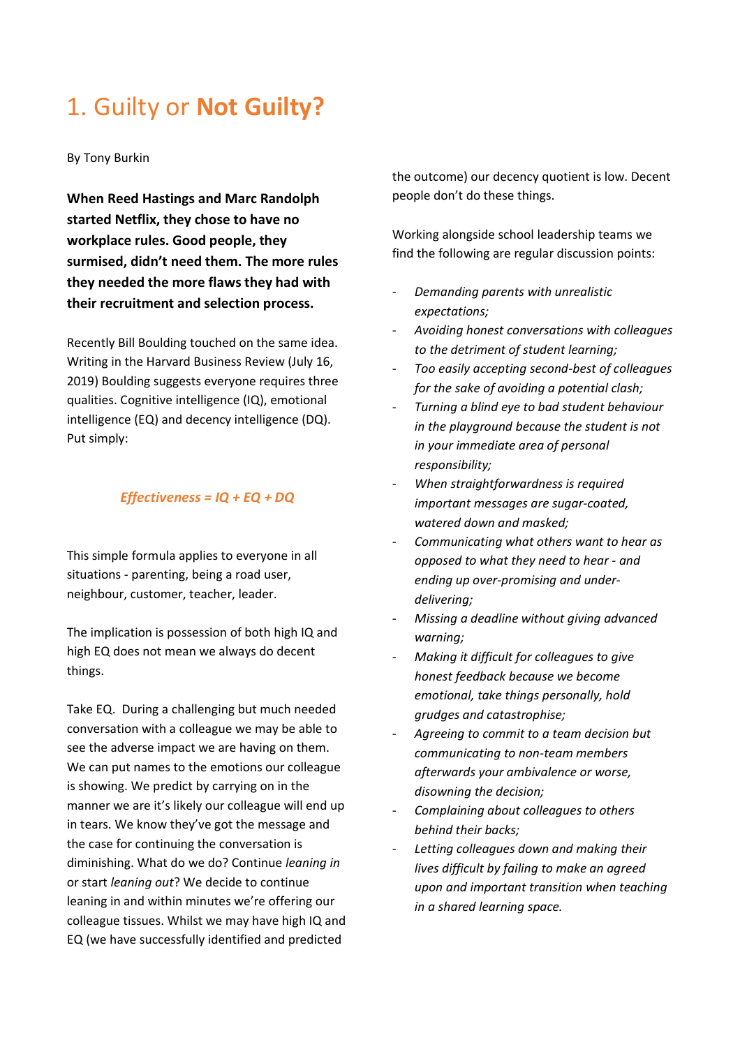# 1. Guilty or **Not Guilty?**

By Tony Burkin

**When Reed Hastings and Marc Randolph started Netflix, they chose to have no workplace rules. Good people, they surmised, didn't need them. The more rules they needed the more flaws they had with their recruitment and selection process.**

Recently Bill Boulding touched on the same idea. Writing in the Harvard Business Review (July 16, 2019) Boulding suggests everyone requires three qualities. Cognitive intelligence (IQ), emotional intelligence (EQ) and decency intelligence (DQ). Put simply:

***Effectiveness = IQ + EQ + DQ***

This simple formula applies to everyone in all situations - parenting, being a road user, neighbour, customer, teacher, leader.

The implication is possession of both high IQ and high EQ does not mean we always do decent things.

Take EQ. During a challenging but much needed conversation with a colleague we may be able to see the adverse impact we are having on them. We can put names to the emotions our colleague is showing. We predict by carrying on in the manner we are it's likely our colleague will end up in tears. We know they've got the message and the case for continuing the conversation is diminishing. What do we do? Continue *leaning in* or start *leaning out*? We decide to continue leaning in and within minutes we're offering our colleague tissues. Whilst we may have high IQ and EQ (we have successfully identified and predicted the outcome) our decency quotient is low. Decent people don't do these things.

Working alongside school leadership teams we find the following are regular discussion points:

- *Demanding parents with unrealistic expectations;*
- *Avoiding honest conversations with colleagues to the detriment of student learning;*
- *Too easily accepting second-best of colleagues for the sake of avoiding a potential clash;*
- *Turning a blind eye to bad student behaviour in the playground because the student is not in your immediate area of personal responsibility;*
- *When straightforwardness is required important messages are sugar-coated, watered down and masked;*
- *Communicating what others want to hear as opposed to what they need to hear - and ending up over-promising and under-delivering;*
- *Missing a deadline without giving advanced warning;*
- *Making it difficult for colleagues to give honest feedback because we become emotional, take things personally, hold grudges and catastrophise;*
- *Agreeing to commit to a team decision but communicating to non-team members afterwards your ambivalence or worse, disowning the decision;*
- *Complaining about colleagues to others behind their backs;*
- *Letting colleagues down and making their lives difficult by failing to make an agreed upon and important transition when teaching in a shared learning space.*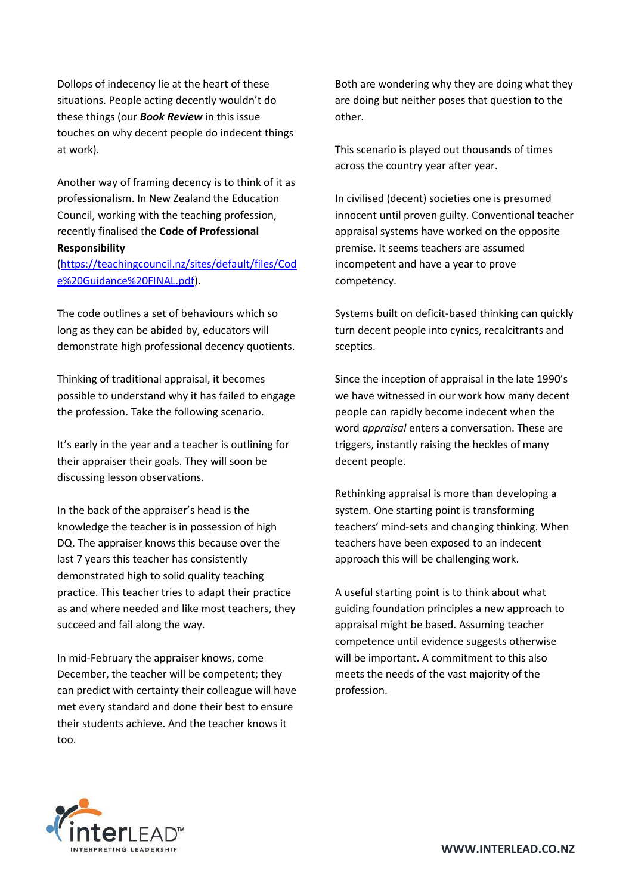Dollops of indecency lie at the heart of these situations. People acting decently wouldn't do these things (our ***Book Review*** in this issue touches on why decent people do indecent things at work).

Another way of framing decency is to think of it as professionalism. In New Zealand the Education Council, working with the teaching profession, recently finalised the **Code of Professional Responsibility** (https://teachingcouncil.nz/sites/default/files/Code%20Guidance%20FINAL.pdf).

The code outlines a set of behaviours which so long as they can be abided by, educators will demonstrate high professional decency quotients.

Thinking of traditional appraisal, it becomes possible to understand why it has failed to engage the profession. Take the following scenario.

It's early in the year and a teacher is outlining for their appraiser their goals. They will soon be discussing lesson observations.

In the back of the appraiser's head is the knowledge the teacher is in possession of high DQ. The appraiser knows this because over the last 7 years this teacher has consistently demonstrated high to solid quality teaching practice. This teacher tries to adapt their practice as and where needed and like most teachers, they succeed and fail along the way.

In mid-February the appraiser knows, come December, the teacher will be competent; they can predict with certainty their colleague will have met every standard and done their best to ensure their students achieve. And the teacher knows it too.

Both are wondering why they are doing what they are doing but neither poses that question to the other.

This scenario is played out thousands of times across the country year after year.

In civilised (decent) societies one is presumed innocent until proven guilty. Conventional teacher appraisal systems have worked on the opposite premise. It seems teachers are assumed incompetent and have a year to prove competency.

Systems built on deficit-based thinking can quickly turn decent people into cynics, recalcitrants and sceptics.

Since the inception of appraisal in the late 1990's we have witnessed in our work how many decent people can rapidly become indecent when the word *appraisal* enters a conversation. These are triggers, instantly raising the heckles of many decent people.

Rethinking appraisal is more than developing a system. One starting point is transforming teachers' mind-sets and changing thinking. When teachers have been exposed to an indecent approach this will be challenging work.

A useful starting point is to think about what guiding foundation principles a new approach to appraisal might be based. Assuming teacher competence until evidence suggests otherwise will be important. A commitment to this also meets the needs of the vast majority of the profession.